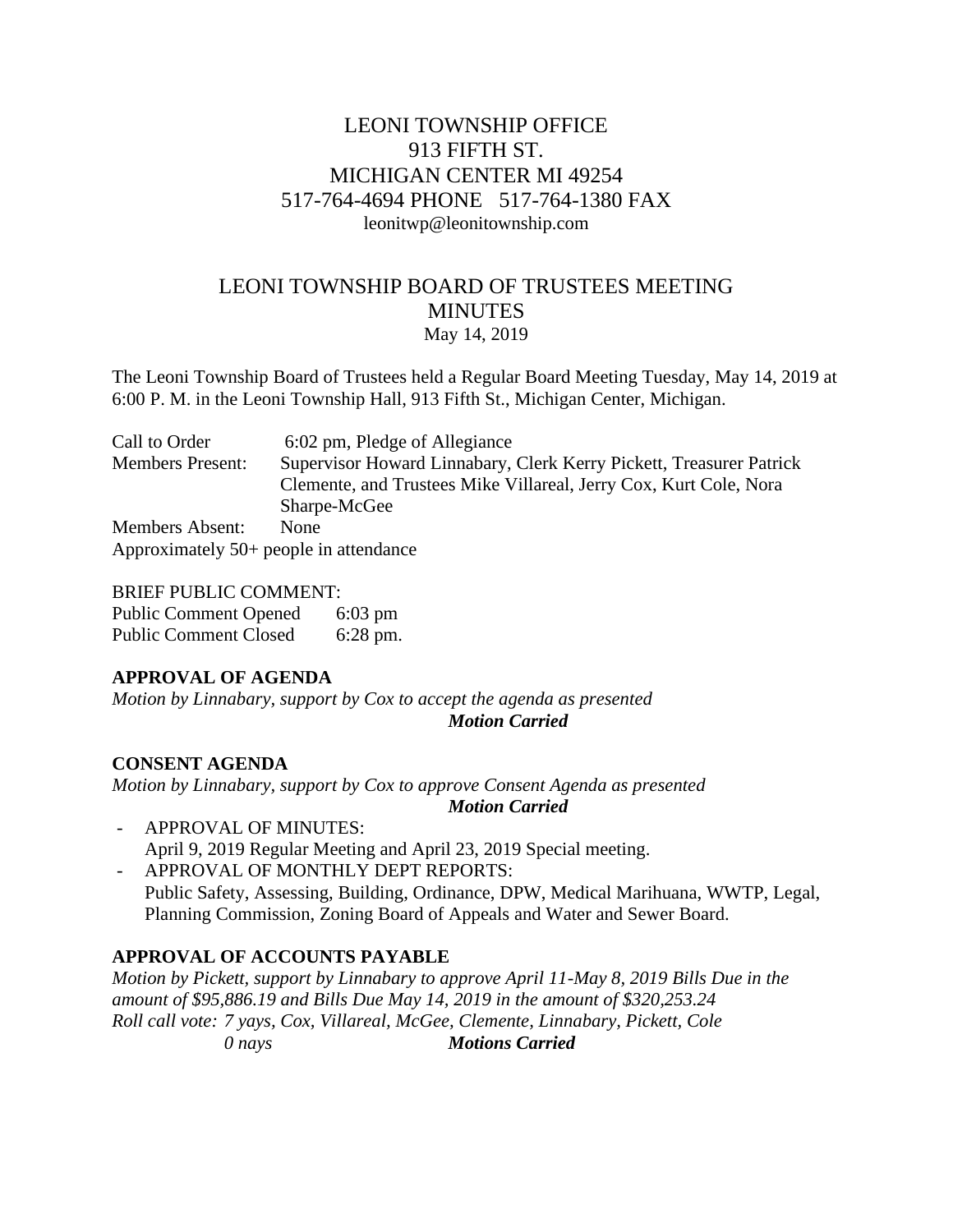LEONI TOWNSHIP OFFICE
913 FIFTH ST.
MICHIGAN CENTER MI 49254
517-764-4694 PHONE 517-764-1380 FAX
leonitwp@leonitownship.com

# LEONI TOWNSHIP BOARD OF TRUSTEES MEETING MINUTES

May 14, 2019

The Leoni Township Board of Trustees held a Regular Board Meeting Tuesday, May 14, 2019 at 6:00 P. M. in the Leoni Township Hall, 913 Fifth St., Michigan Center, Michigan.

| | |
|---|---|
| Call to Order | 6:02 pm, Pledge of Allegiance |
| Members Present: | Supervisor Howard Linnabary, Clerk Kerry Pickett, Treasurer Patrick Clemente, and Trustees Mike Villareal, Jerry Cox, Kurt Cole, Nora Sharpe-McGee |
| Members Absent: | None |

Approximately 50+ people in attendance

BRIEF PUBLIC COMMENT:

| | |
|---|---|
| Public Comment Opened | 6:03 pm |
| Public Comment Closed | 6:28 pm. |

**APPROVAL OF AGENDA**

*Motion by Linnabary, support by Cox to accept the agenda as presented*

***Motion Carried***

**CONSENT AGENDA**

*Motion by Linnabary, support by Cox to approve Consent Agenda as presented*

***Motion Carried***

- APPROVAL OF MINUTES:
  April 9, 2019 Regular Meeting and April 23, 2019 Special meeting.
- APPROVAL OF MONTHLY DEPT REPORTS:
  Public Safety, Assessing, Building, Ordinance, DPW, Medical Marihuana, WWTP, Legal, Planning Commission, Zoning Board of Appeals and Water and Sewer Board.

**APPROVAL OF ACCOUNTS PAYABLE**

*Motion by Pickett, support by Linnabary to approve April 11-May 8, 2019 Bills Due in the amount of $95,886.19 and Bills Due May 14, 2019 in the amount of $320,253.24*
*Roll call vote: 7 yays, Cox, Villareal, McGee, Clemente, Linnabary, Pickett, Cole*
*0 nays* ***Motions Carried***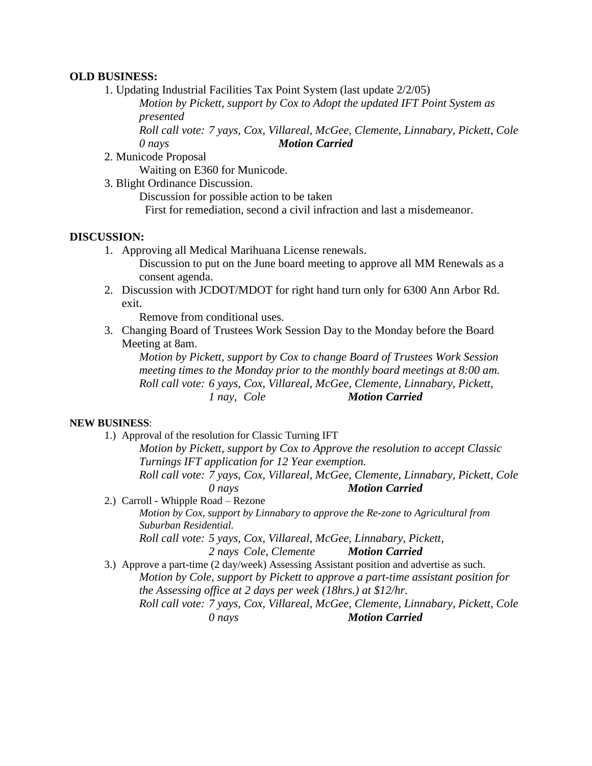**OLD BUSINESS:**

1. Updating Industrial Facilities Tax Point System (last update 2/2/05)

   *Motion by Pickett, support by Cox to Adopt the updated IFT Point System as presented*

   *Roll call vote: 7 yays, Cox, Villareal, McGee, Clemente, Linnabary, Pickett, Cole 0 nays* ***Motion Carried***

2. Municode Proposal

   Waiting on E360 for Municode.

3. Blight Ordinance Discussion.

   Discussion for possible action to be taken

   First for remediation, second a civil infraction and last a misdemeanor.

**DISCUSSION:**

1. Approving all Medical Marihuana License renewals.

   Discussion to put on the June board meeting to approve all MM Renewals as a consent agenda.

2. Discussion with JCDOT/MDOT for right hand turn only for 6300 Ann Arbor Rd. exit.

   Remove from conditional uses.

3. Changing Board of Trustees Work Session Day to the Monday before the Board Meeting at 8am.

   *Motion by Pickett, support by Cox to change Board of Trustees Work Session meeting times to the Monday prior to the monthly board meetings at 8:00 am.*

   *Roll call vote: 6 yays, Cox, Villareal, McGee, Clemente, Linnabary, Pickett, 1 nay, Cole* ***Motion Carried***

**NEW BUSINESS**:

1.) Approval of the resolution for Classic Turning IFT

   *Motion by Pickett, support by Cox to Approve the resolution to accept Classic Turnings IFT application for 12 Year exemption.*

   *Roll call vote: 7 yays, Cox, Villareal, McGee, Clemente, Linnabary, Pickett, Cole 0 nays* ***Motion Carried***

2.) Carroll - Whipple Road – Rezone

   *Motion by Cox, support by Linnabary to approve the Re-zone to Agricultural from Suburban Residential.*

   *Roll call vote: 5 yays, Cox, Villareal, McGee, Linnabary, Pickett, 2 nays Cole, Clemente* ***Motion Carried***

3.) Approve a part-time (2 day/week) Assessing Assistant position and advertise as such.

   *Motion by Cole, support by Pickett to approve a part-time assistant position for the Assessing office at 2 days per week (18hrs.) at $12/hr.*

   *Roll call vote: 7 yays, Cox, Villareal, McGee, Clemente, Linnabary, Pickett, Cole 0 nays* ***Motion Carried***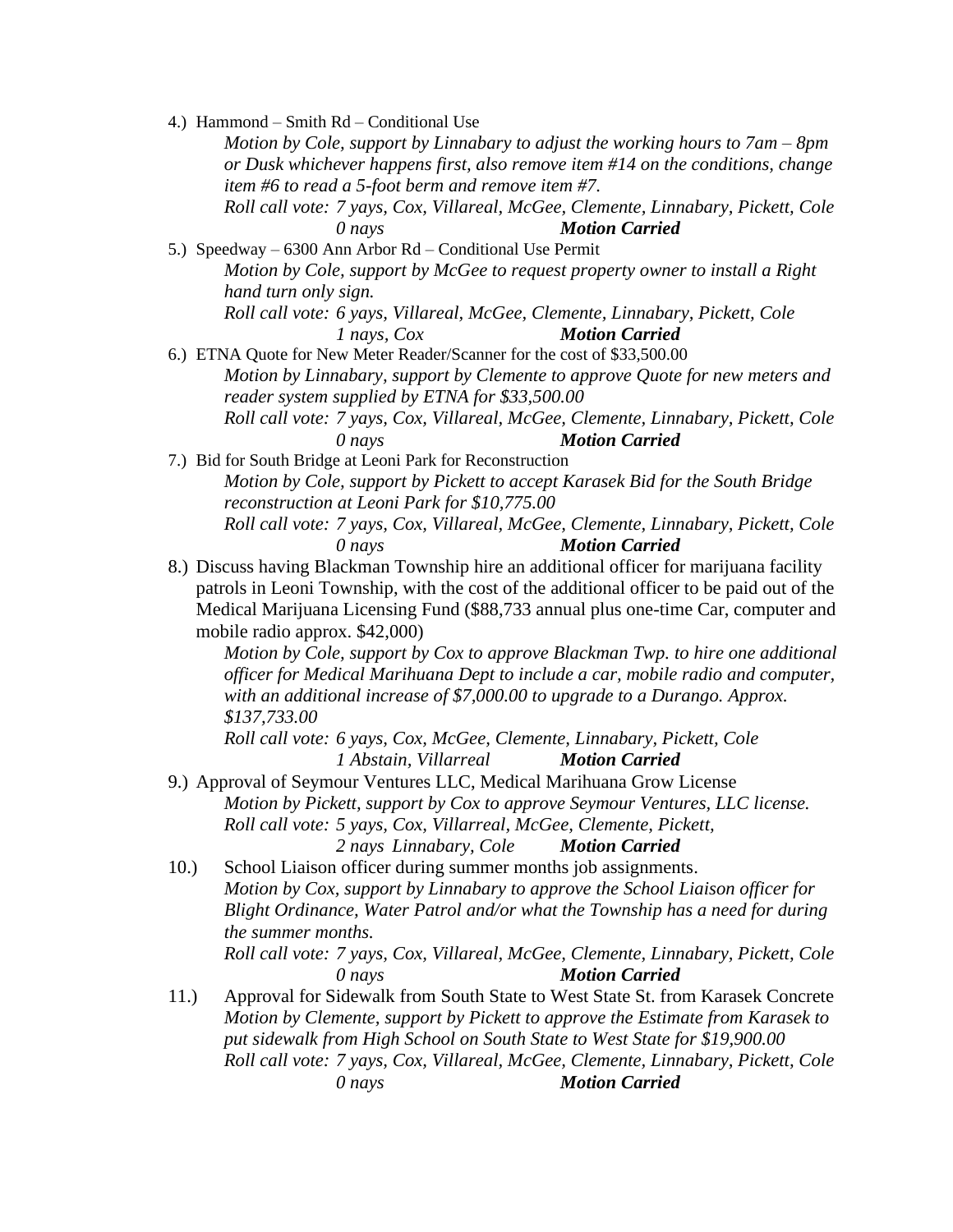4.) Hammond – Smith Rd – Conditional Use

*Motion by Cole, support by Linnabary to adjust the working hours to 7am – 8pm or Dusk whichever happens first, also remove item #14 on the conditions, change item #6 to read a 5-foot berm and remove item #7.*

*Roll call vote: 7 yays, Cox, Villareal, McGee, Clemente, Linnabary, Pickett, Cole*
*0 nays* ***Motion Carried***

5.) Speedway – 6300 Ann Arbor Rd – Conditional Use Permit

*Motion by Cole, support by McGee to request property owner to install a Right hand turn only sign.*

*Roll call vote: 6 yays, Villareal, McGee, Clemente, Linnabary, Pickett, Cole*
*1 nays, Cox* ***Motion Carried***

6.) ETNA Quote for New Meter Reader/Scanner for the cost of $33,500.00

*Motion by Linnabary, support by Clemente to approve Quote for new meters and reader system supplied by ETNA for $33,500.00*

*Roll call vote: 7 yays, Cox, Villareal, McGee, Clemente, Linnabary, Pickett, Cole*
*0 nays* ***Motion Carried***

7.) Bid for South Bridge at Leoni Park for Reconstruction

*Motion by Cole, support by Pickett to accept Karasek Bid for the South Bridge reconstruction at Leoni Park for $10,775.00*

*Roll call vote: 7 yays, Cox, Villareal, McGee, Clemente, Linnabary, Pickett, Cole*
*0 nays* ***Motion Carried***

8.) Discuss having Blackman Township hire an additional officer for marijuana facility patrols in Leoni Township, with the cost of the additional officer to be paid out of the Medical Marijuana Licensing Fund ($88,733 annual plus one-time Car, computer and mobile radio approx. $42,000)

*Motion by Cole, support by Cox to approve Blackman Twp. to hire one additional officer for Medical Marihuana Dept to include a car, mobile radio and computer, with an additional increase of $7,000.00 to upgrade to a Durango. Approx. $137,733.00*

*Roll call vote: 6 yays, Cox, McGee, Clemente, Linnabary, Pickett, Cole*
*1 Abstain, Villarreal* ***Motion Carried***

9.) Approval of Seymour Ventures LLC, Medical Marihuana Grow License

*Motion by Pickett, support by Cox to approve Seymour Ventures, LLC license.*

*Roll call vote: 5 yays, Cox, Villarreal, McGee, Clemente, Pickett,*
*2 nays Linnabary, Cole* ***Motion Carried***

10.) School Liaison officer during summer months job assignments.

*Motion by Cox, support by Linnabary to approve the School Liaison officer for Blight Ordinance, Water Patrol and/or what the Township has a need for during the summer months.*

*Roll call vote: 7 yays, Cox, Villareal, McGee, Clemente, Linnabary, Pickett, Cole*
*0 nays* ***Motion Carried***

11.) Approval for Sidewalk from South State to West State St. from Karasek Concrete

*Motion by Clemente, support by Pickett to approve the Estimate from Karasek to put sidewalk from High School on South State to West State for $19,900.00*

*Roll call vote: 7 yays, Cox, Villareal, McGee, Clemente, Linnabary, Pickett, Cole*
*0 nays* ***Motion Carried***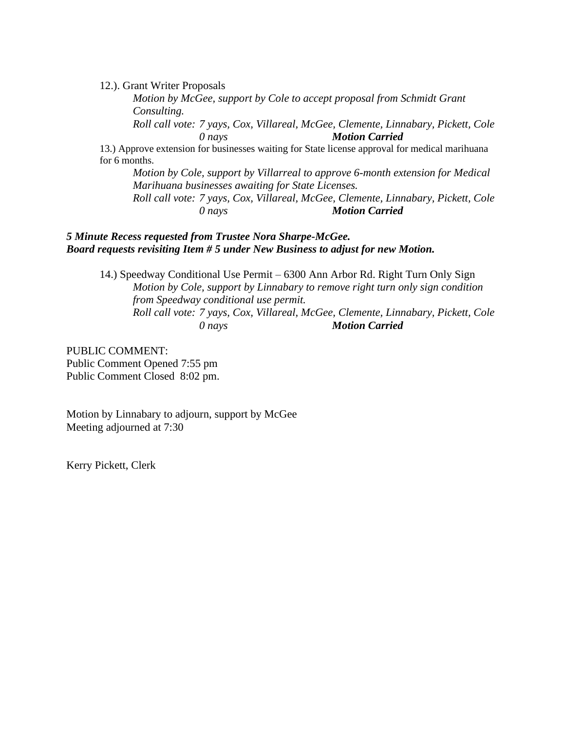12.). Grant Writer Proposals

*Motion by McGee, support by Cole to accept proposal from Schmidt Grant Consulting.*
*Roll call vote: 7 yays, Cox, Villareal, McGee, Clemente, Linnabary, Pickett, Cole*
*0 nays* ***Motion Carried***

13.) Approve extension for businesses waiting for State license approval for medical marihuana for 6 months.

*Motion by Cole, support by Villarreal to approve 6-month extension for Medical Marihuana businesses awaiting for State Licenses.*
*Roll call vote: 7 yays, Cox, Villareal, McGee, Clemente, Linnabary, Pickett, Cole*
*0 nays* ***Motion Carried***

***5 Minute Recess requested from Trustee Nora Sharpe-McGee.***
***Board requests revisiting Item # 5 under New Business to adjust for new Motion.***

14.) Speedway Conditional Use Permit – 6300 Ann Arbor Rd. Right Turn Only Sign

*Motion by Cole, support by Linnabary to remove right turn only sign condition from Speedway conditional use permit.*
*Roll call vote: 7 yays, Cox, Villareal, McGee, Clemente, Linnabary, Pickett, Cole*
*0 nays* ***Motion Carried***

PUBLIC COMMENT:
Public Comment Opened 7:55 pm
Public Comment Closed 8:02 pm.

Motion by Linnabary to adjourn, support by McGee
Meeting adjourned at 7:30

Kerry Pickett, Clerk